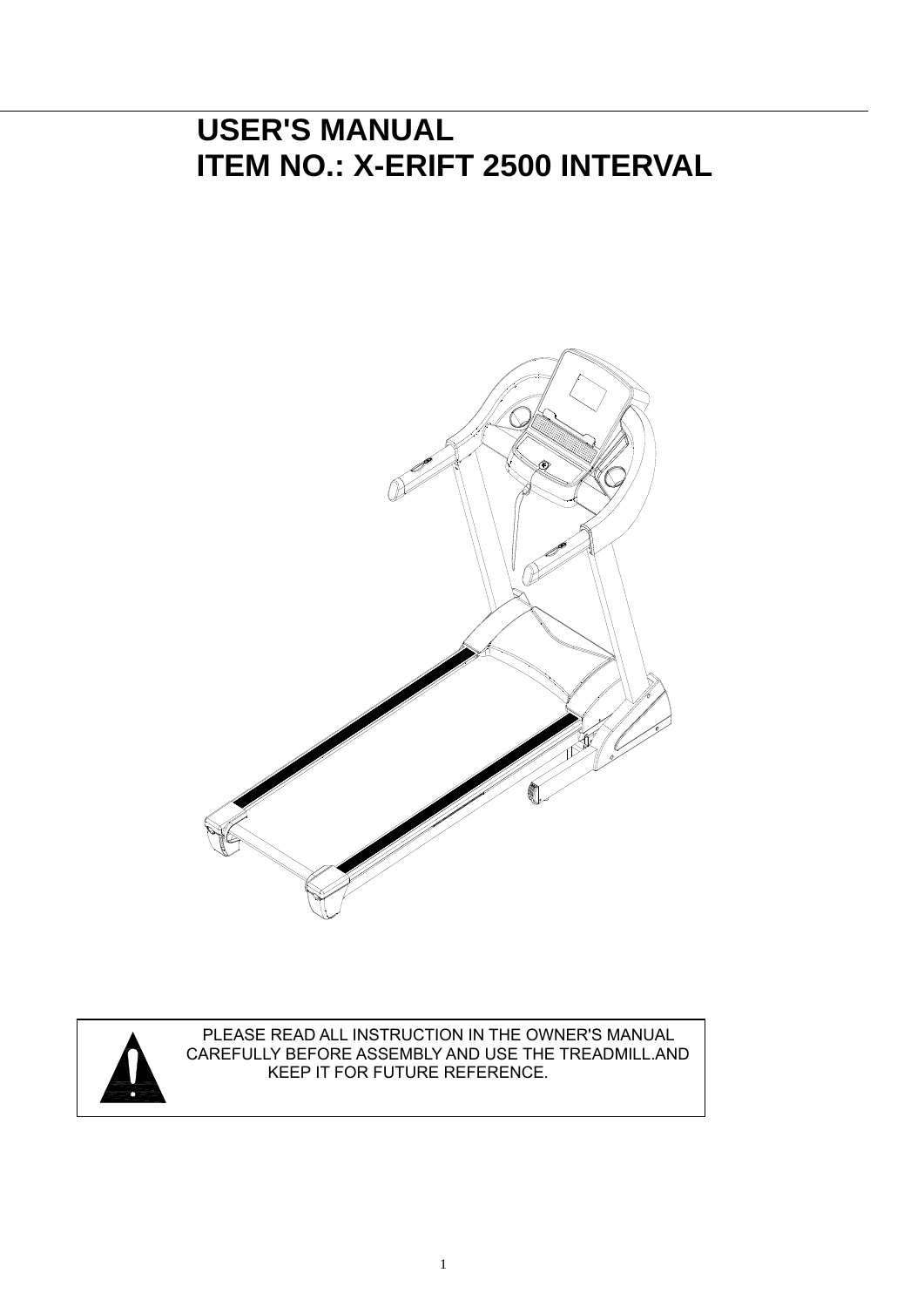# USER'S MANUAL

# ITEM NO.: X-ERIFT 2500 INTERVAL

PLEASE READ ALL INSTRUCTION IN THE OWNER'S MANUAL CAREFULLY BEFORE ASSEMBLY AND USE THE TREADMILL.AND KEEP IT FOR FUTURE REFERENCE.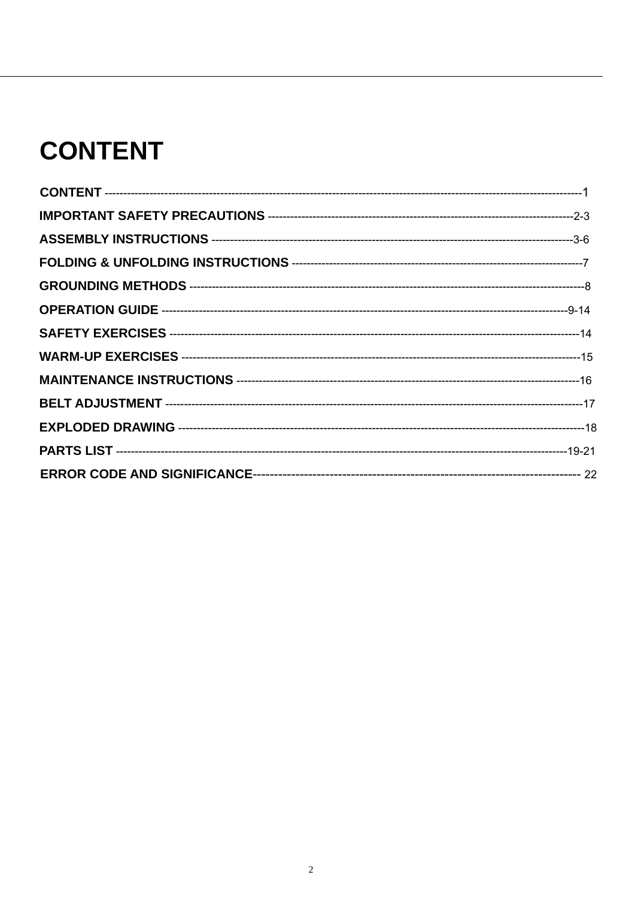# CONTENT

**CONTENT** -------------------------------------------------------------------------------------------------------------------------------1
**IMPORTANT SAFETY PRECAUTIONS** ---------------------------------------------------------------------------------2-3
**ASSEMBLY INSTRUCTIONS** -------------------------------------------------------------------------------------------3-6
**FOLDING & UNFOLDING INSTRUCTIONS** ---------------------------------------------------------------------------7
**GROUNDING METHODS** ----------------------------------------------------------------------------------------------------8
**OPERATION GUIDE** -------------------------------------------------------------------------------------------------------9-14
**SAFETY EXERCISES** ---------------------------------------------------------------------------------------------------------14
**WARM-UP EXERCISES** ------------------------------------------------------------------------------------------------------15
**MAINTENANCE INSTRUCTIONS** -----------------------------------------------------------------------------------------16
**BELT ADJUSTMENT** ----------------------------------------------------------------------------------------------------------17
**EXPLODED DRAWING** -------------------------------------------------------------------------------------------------------18
**PARTS LIST** ---------------------------------------------------------------------------------------------------------------19-21
**ERROR CODE AND SIGNIFICANCE**---------------------------------------------------------------------------- 22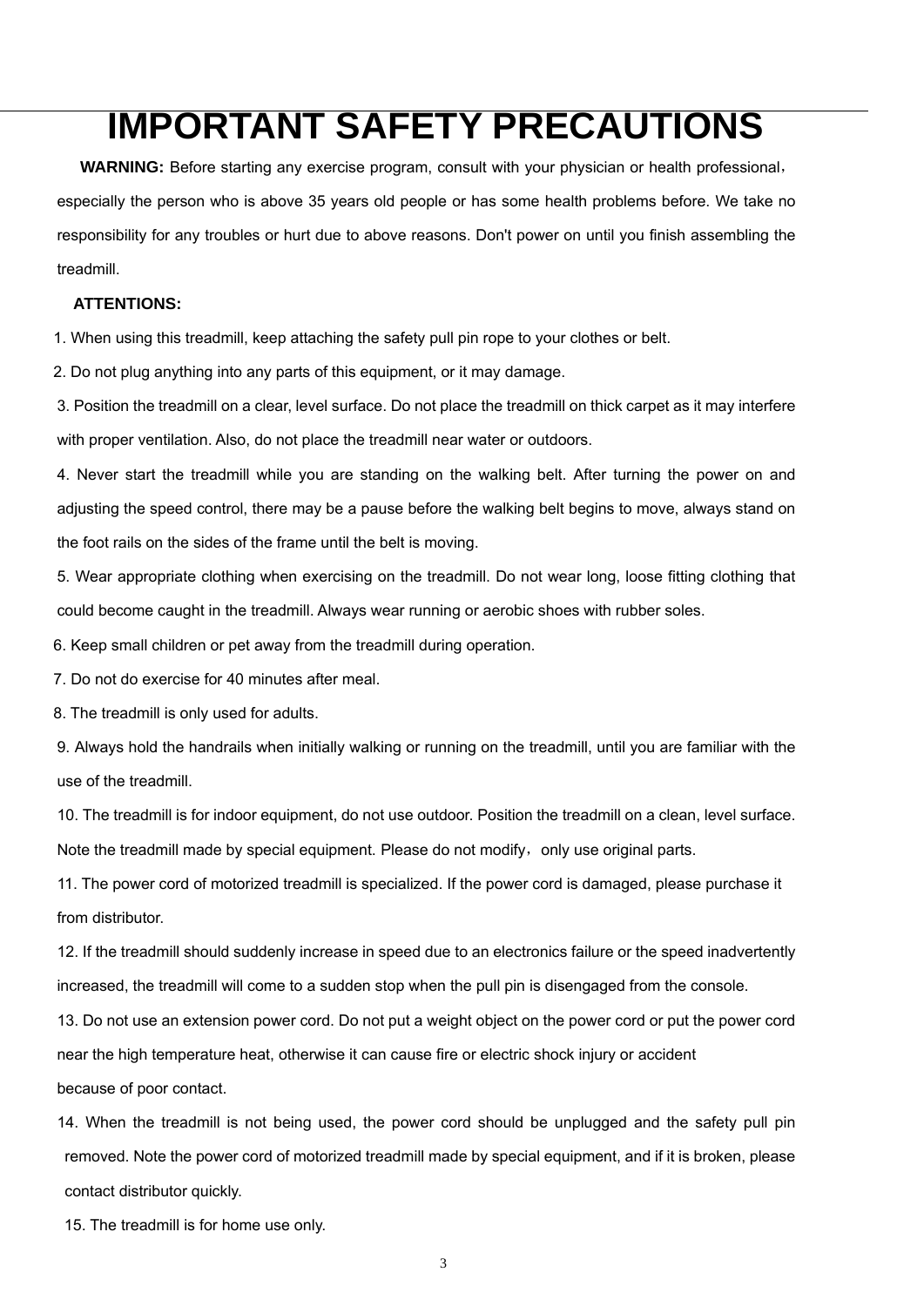# IMPORTANT SAFETY PRECAUTIONS

**WARNING:** Before starting any exercise program, consult with your physician or health professional, especially the person who is above 35 years old people or has some health problems before. We take no responsibility for any troubles or hurt due to above reasons. Don't power on until you finish assembling the treadmill.

**ATTENTIONS:**

1. When using this treadmill, keep attaching the safety pull pin rope to your clothes or belt.
2. Do not plug anything into any parts of this equipment, or it may damage.
3. Position the treadmill on a clear, level surface. Do not place the treadmill on thick carpet as it may interfere with proper ventilation. Also, do not place the treadmill near water or outdoors.
4. Never start the treadmill while you are standing on the walking belt. After turning the power on and adjusting the speed control, there may be a pause before the walking belt begins to move, always stand on the foot rails on the sides of the frame until the belt is moving.
5. Wear appropriate clothing when exercising on the treadmill. Do not wear long, loose fitting clothing that could become caught in the treadmill. Always wear running or aerobic shoes with rubber soles.
6. Keep small children or pet away from the treadmill during operation.
7. Do not do exercise for 40 minutes after meal.
8. The treadmill is only used for adults.
9. Always hold the handrails when initially walking or running on the treadmill, until you are familiar with the use of the treadmill.
10. The treadmill is for indoor equipment, do not use outdoor. Position the treadmill on a clean, level surface. Note the treadmill made by special equipment. Please do not modify，only use original parts.
11. The power cord of motorized treadmill is specialized. If the power cord is damaged, please purchase it from distributor.
12. If the treadmill should suddenly increase in speed due to an electronics failure or the speed inadvertently increased, the treadmill will come to a sudden stop when the pull pin is disengaged from the console.
13. Do not use an extension power cord. Do not put a weight object on the power cord or put the power cord near the high temperature heat, otherwise it can cause fire or electric shock injury or accident because of poor contact.
14. When the treadmill is not being used, the power cord should be unplugged and the safety pull pin removed. Note the power cord of motorized treadmill made by special equipment, and if it is broken, please contact distributor quickly.
15. The treadmill is for home use only.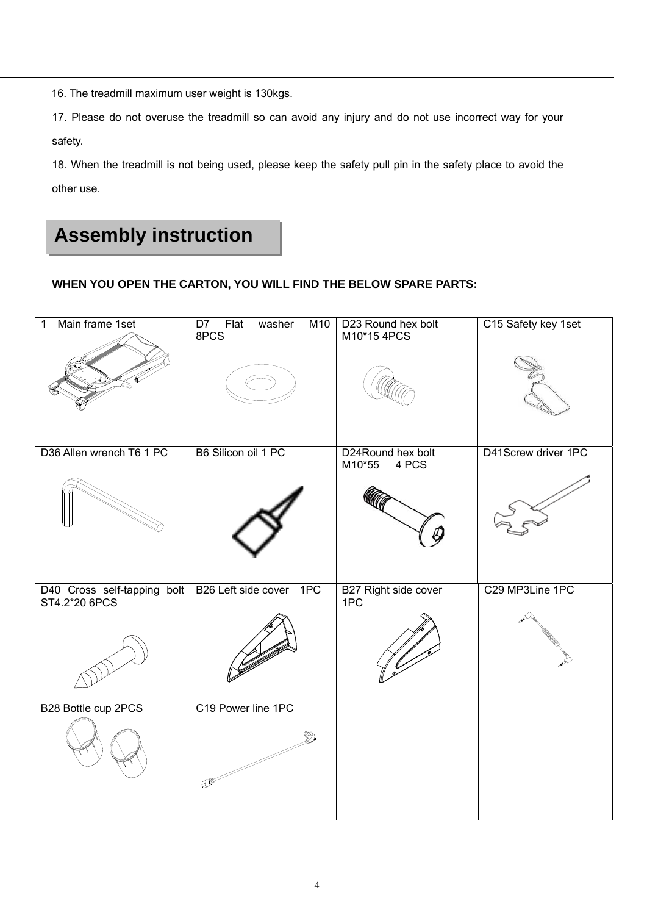16. The treadmill maximum user weight is 130kgs.

17. Please do not overuse the treadmill so can avoid any injury and do not use incorrect way for your safety.

18. When the treadmill is not being used, please keep the safety pull pin in the safety place to avoid the other use.

## Assembly instruction

**WHEN YOU OPEN THE CARTON, YOU WILL FIND THE BELOW SPARE PARTS:**

| | | | |
|---|---|---|---|
| 1 Main frame 1set | D7 Flat washer M10 8PCS | D23 Round hex bolt M10*15 4PCS | C15 Safety key 1set |
| D36 Allen wrench T6 1 PC | B6 Silicon oil 1 PC | D24Round hex bolt M10*55 4 PCS | D41Screw driver 1PC |
| D40 Cross self-tapping bolt ST4.2*20 6PCS | B26 Left side cover 1PC | B27 Right side cover 1PC | C29 MP3Line 1PC |
| B28 Bottle cup 2PCS | C19 Power line 1PC | | |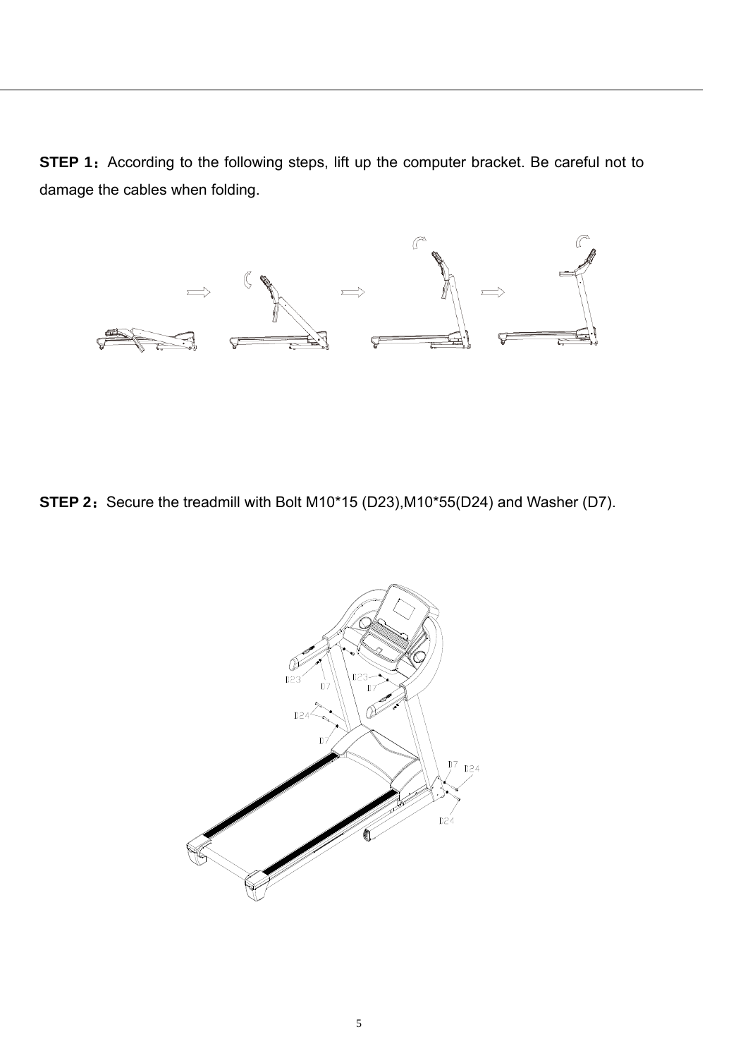**STEP 1：**According to the following steps, lift up the computer bracket. Be careful not to damage the cables when folding.

**STEP 2：**Secure the treadmill with Bolt M10*15 (D23),M10*55(D24) and Washer (D7).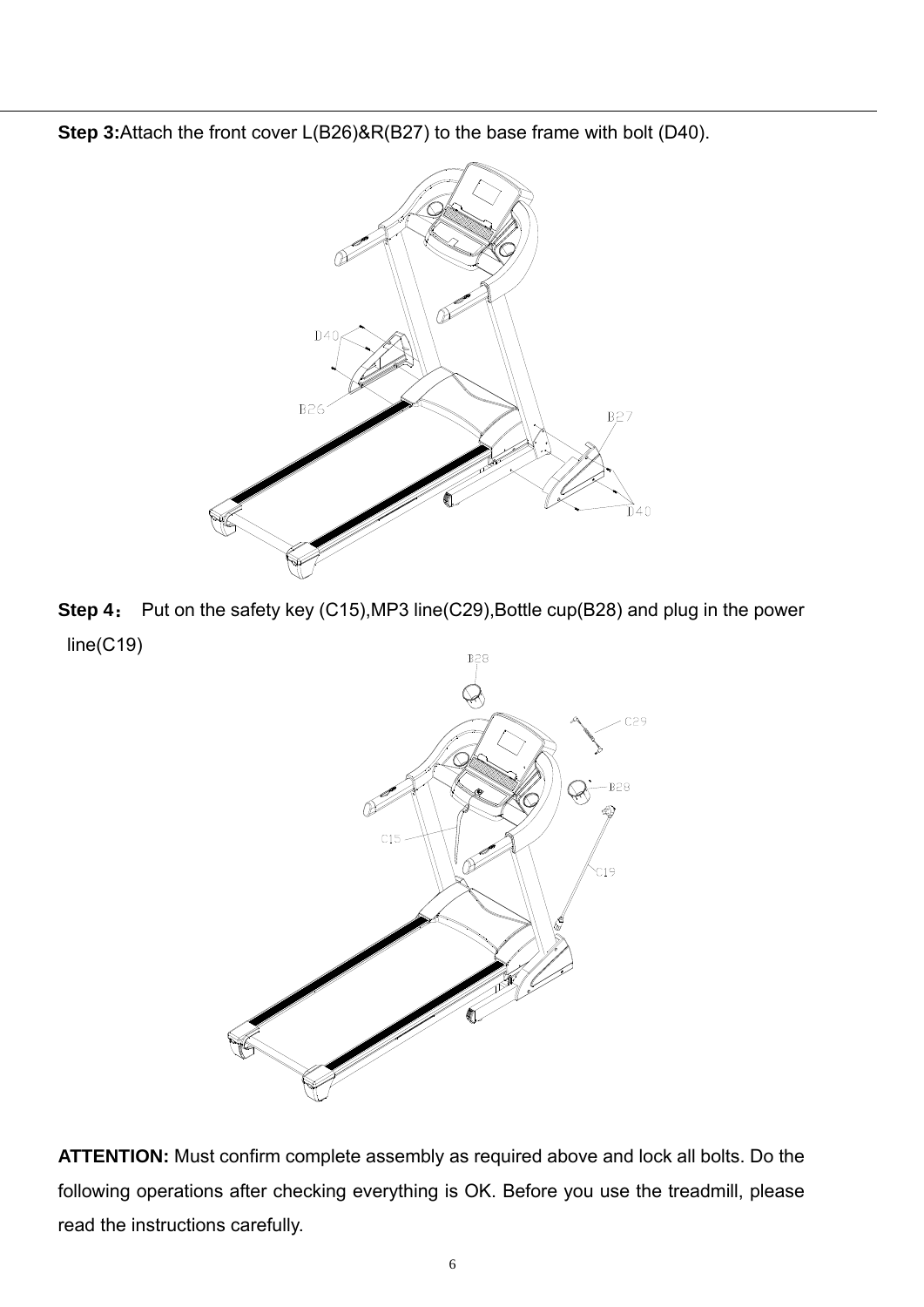**Step 3:**Attach the front cover L(B26)&R(B27) to the base frame with bolt (D40).

**Step 4：** Put on the safety key (C15),MP3 line(C29),Bottle cup(B28) and plug in the power line(C19)

**ATTENTION:** Must confirm complete assembly as required above and lock all bolts. Do the following operations after checking everything is OK. Before you use the treadmill, please read the instructions carefully.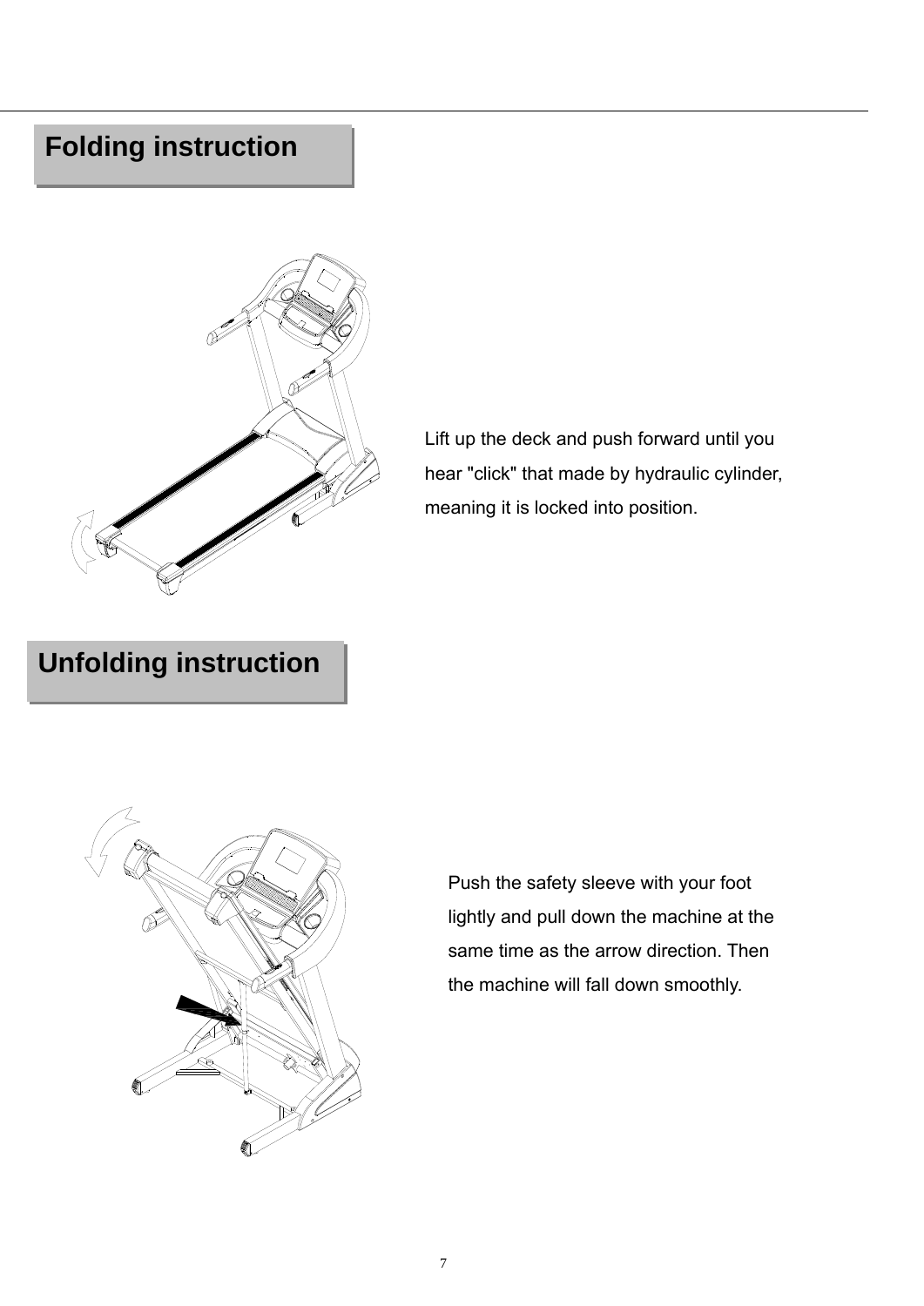## Folding instruction

Lift up the deck and push forward until you hear "click" that made by hydraulic cylinder, meaning it is locked into position.

## Unfolding instruction

Push the safety sleeve with your foot lightly and pull down the machine at the same time as the arrow direction. Then the machine will fall down smoothly.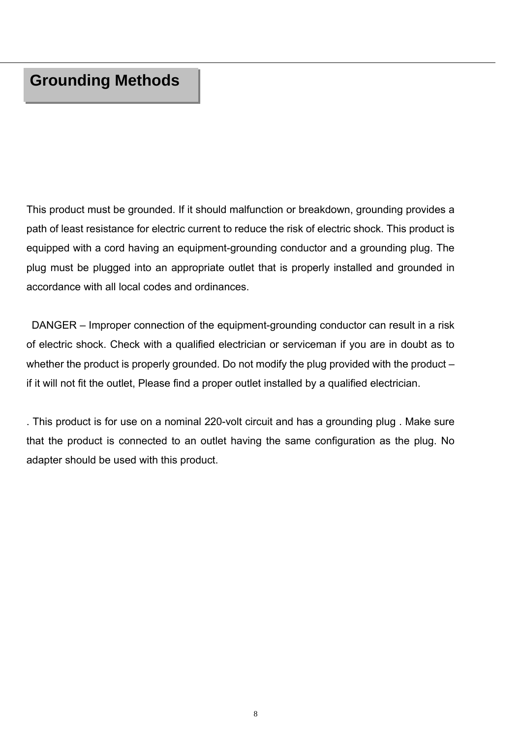# Grounding Methods

This product must be grounded. If it should malfunction or breakdown, grounding provides a path of least resistance for electric current to reduce the risk of electric shock. This product is equipped with a cord having an equipment-grounding conductor and a grounding plug. The plug must be plugged into an appropriate outlet that is properly installed and grounded in accordance with all local codes and ordinances.

DANGER – Improper connection of the equipment-grounding conductor can result in a risk of electric shock. Check with a qualified electrician or serviceman if you are in doubt as to whether the product is properly grounded. Do not modify the plug provided with the product – if it will not fit the outlet, Please find a proper outlet installed by a qualified electrician.

. This product is for use on a nominal 220-volt circuit and has a grounding plug . Make sure that the product is connected to an outlet having the same configuration as the plug. No adapter should be used with this product.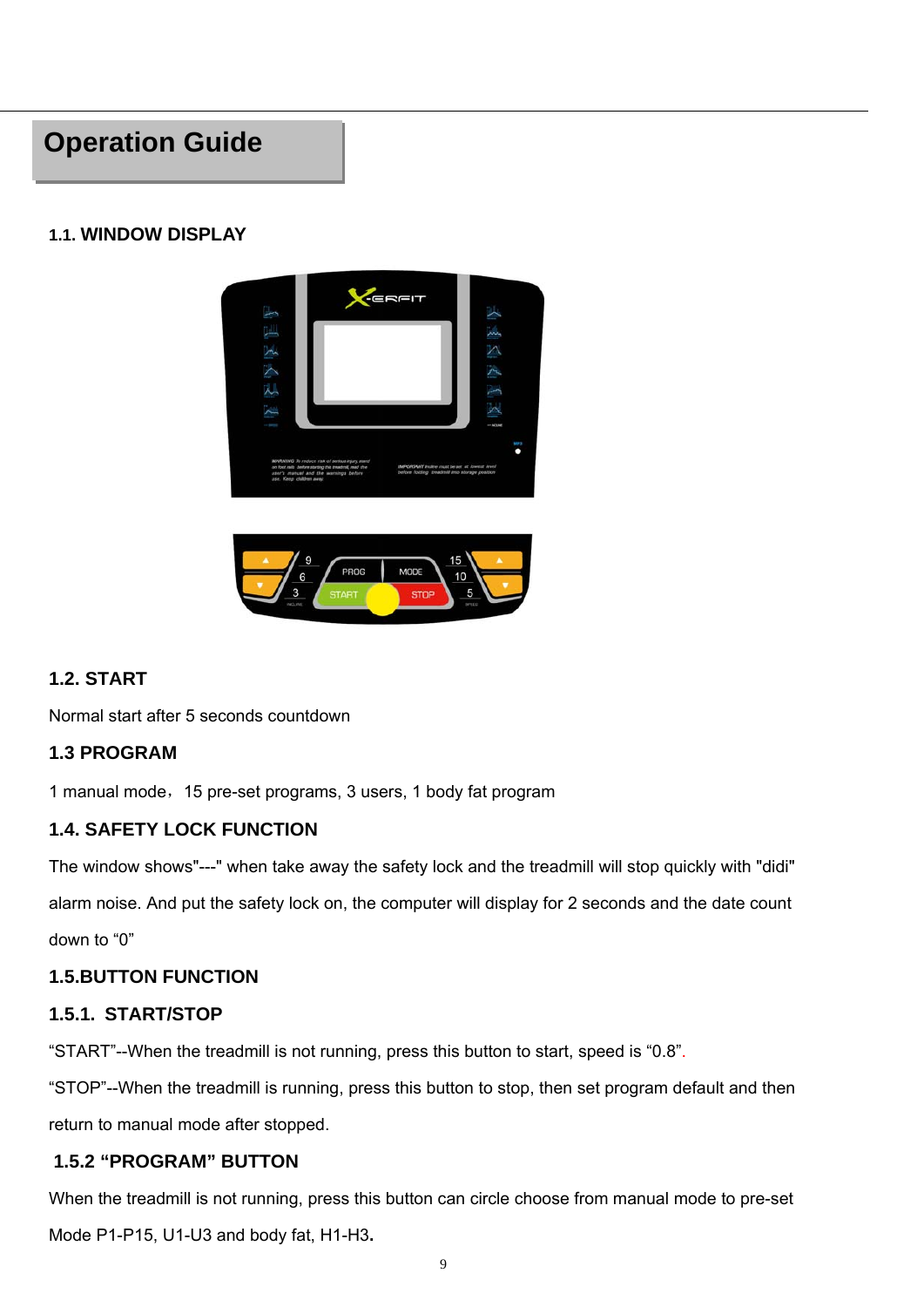# Operation Guide

## 1.1. WINDOW DISPLAY

## 1.2. START

Normal start after 5 seconds countdown

## 1.3 PROGRAM

1 manual mode，15 pre-set programs, 3 users, 1 body fat program

## 1.4. SAFETY LOCK FUNCTION

The window shows"---" when take away the safety lock and the treadmill will stop quickly with "didi" alarm noise. And put the safety lock on, the computer will display for 2 seconds and the date count down to “0”

## 1.5.BUTTON FUNCTION

### 1.5.1. START/STOP

“START”--When the treadmill is not running, press this button to start, speed is “0.8”.

“STOP”--When the treadmill is running, press this button to stop, then set program default and then return to manual mode after stopped.

### 1.5.2 “PROGRAM” BUTTON

When the treadmill is not running, press this button can circle choose from manual mode to pre-set Mode P1-P15, U1-U3 and body fat, H1-H3**.**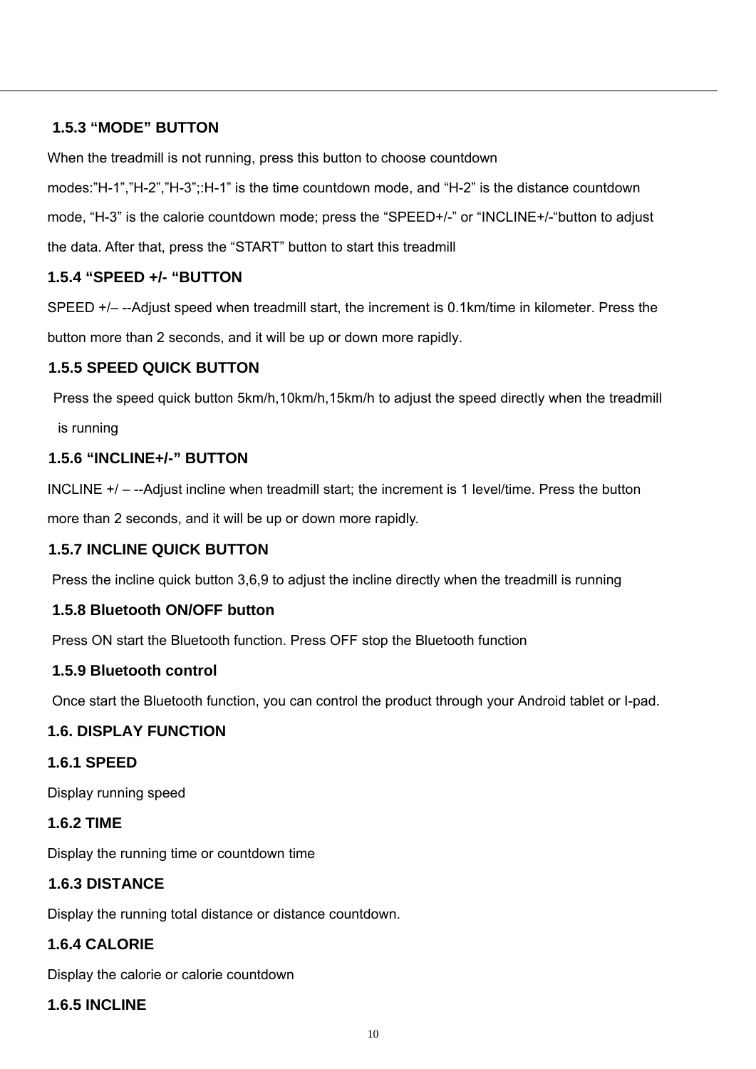### 1.5.3 “MODE” BUTTON

When the treadmill is not running, press this button to choose countdown modes:”H-1”,”H-2”,”H-3”;:H-1” is the time countdown mode, and “H-2” is the distance countdown mode, “H-3” is the calorie countdown mode; press the “SPEED+/-” or “INCLINE+/-“button to adjust the data. After that, press the “START” button to start this treadmill

### 1.5.4 “SPEED +/- “BUTTON

SPEED +/– --Adjust speed when treadmill start, the increment is 0.1km/time in kilometer. Press the button more than 2 seconds, and it will be up or down more rapidly.

### 1.5.5 SPEED QUICK BUTTON

Press the speed quick button 5km/h,10km/h,15km/h to adjust the speed directly when the treadmill is running

### 1.5.6 “INCLINE+/-” BUTTON

INCLINE +/ – --Adjust incline when treadmill start; the increment is 1 level/time. Press the button more than 2 seconds, and it will be up or down more rapidly.

### 1.5.7 INCLINE QUICK BUTTON

Press the incline quick button 3,6,9 to adjust the incline directly when the treadmill is running

### 1.5.8 Bluetooth ON/OFF button

Press ON start the Bluetooth function. Press OFF stop the Bluetooth function

### 1.5.9 Bluetooth control

Once start the Bluetooth function, you can control the product through your Android tablet or I-pad.

## 1.6. DISPLAY FUNCTION

### 1.6.1 SPEED

Display running speed

### 1.6.2 TIME

Display the running time or countdown time

### 1.6.3 DISTANCE

Display the running total distance or distance countdown.

### 1.6.4 CALORIE

Display the calorie or calorie countdown

### 1.6.5 INCLINE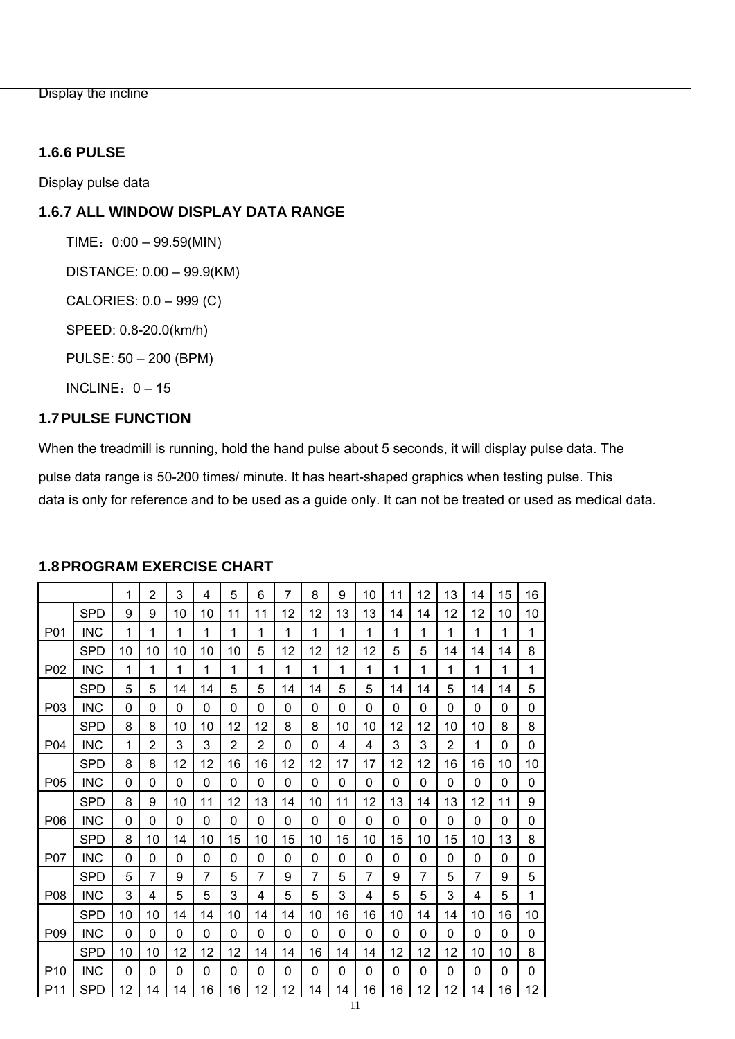Display the incline

### 1.6.6 PULSE

Display pulse data

### 1.6.7 ALL WINDOW DISPLAY DATA RANGE

TIME：0:00 – 99.59(MIN)

DISTANCE: 0.00 – 99.9(KM)

CALORIES: 0.0 – 999 (C)

SPEED: 0.8-20.0(km/h)

PULSE: 50 – 200 (BPM)

INCLINE：0 – 15

### 1.7 PULSE FUNCTION

When the treadmill is running, hold the hand pulse about 5 seconds, it will display pulse data. The pulse data range is 50-200 times/ minute. It has heart-shaped graphics when testing pulse. This data is only for reference and to be used as a guide only. It can not be treated or used as medical data.

### 1.8 PROGRAM EXERCISE CHART

| | | 1 | 2 | 3 | 4 | 5 | 6 | 7 | 8 | 9 | 10 | 11 | 12 | 13 | 14 | 15 | 16 |
|---|---|---|---|---|---|---|---|---|---|---|---|---|---|---|---|---|---|
| P01 | SPD | 9 | 9 | 10 | 10 | 11 | 11 | 12 | 12 | 13 | 13 | 14 | 14 | 12 | 12 | 10 | 10 |
| | INC | 1 | 1 | 1 | 1 | 1 | 1 | 1 | 1 | 1 | 1 | 1 | 1 | 1 | 1 | 1 | 1 |
| P02 | SPD | 10 | 10 | 10 | 10 | 10 | 5 | 12 | 12 | 12 | 12 | 5 | 5 | 14 | 14 | 14 | 8 |
| | INC | 1 | 1 | 1 | 1 | 1 | 1 | 1 | 1 | 1 | 1 | 1 | 1 | 1 | 1 | 1 | 1 |
| P03 | SPD | 5 | 5 | 14 | 14 | 5 | 5 | 14 | 14 | 5 | 5 | 14 | 14 | 5 | 14 | 14 | 5 |
| | INC | 0 | 0 | 0 | 0 | 0 | 0 | 0 | 0 | 0 | 0 | 0 | 0 | 0 | 0 | 0 | 0 |
| P04 | SPD | 8 | 8 | 10 | 10 | 12 | 12 | 8 | 8 | 10 | 10 | 12 | 12 | 10 | 10 | 8 | 8 |
| | INC | 1 | 2 | 3 | 3 | 2 | 2 | 0 | 0 | 4 | 4 | 3 | 3 | 2 | 1 | 0 | 0 |
| P05 | SPD | 8 | 8 | 12 | 12 | 16 | 16 | 12 | 12 | 17 | 17 | 12 | 12 | 16 | 16 | 10 | 10 |
| | INC | 0 | 0 | 0 | 0 | 0 | 0 | 0 | 0 | 0 | 0 | 0 | 0 | 0 | 0 | 0 | 0 |
| P06 | SPD | 8 | 9 | 10 | 11 | 12 | 13 | 14 | 10 | 11 | 12 | 13 | 14 | 13 | 12 | 11 | 9 |
| | INC | 0 | 0 | 0 | 0 | 0 | 0 | 0 | 0 | 0 | 0 | 0 | 0 | 0 | 0 | 0 | 0 |
| P07 | SPD | 8 | 10 | 14 | 10 | 15 | 10 | 15 | 10 | 15 | 10 | 15 | 10 | 15 | 10 | 13 | 8 |
| | INC | 0 | 0 | 0 | 0 | 0 | 0 | 0 | 0 | 0 | 0 | 0 | 0 | 0 | 0 | 0 | 0 |
| P08 | SPD | 5 | 7 | 9 | 7 | 5 | 7 | 9 | 7 | 5 | 7 | 9 | 7 | 5 | 7 | 9 | 5 |
| | INC | 3 | 4 | 5 | 5 | 3 | 4 | 5 | 5 | 3 | 4 | 5 | 5 | 3 | 4 | 5 | 1 |
| P09 | SPD | 10 | 10 | 14 | 14 | 10 | 14 | 14 | 10 | 16 | 16 | 10 | 14 | 14 | 10 | 16 | 10 |
| | INC | 0 | 0 | 0 | 0 | 0 | 0 | 0 | 0 | 0 | 0 | 0 | 0 | 0 | 0 | 0 | 0 |
| P10 | SPD | 10 | 10 | 12 | 12 | 12 | 14 | 14 | 16 | 14 | 14 | 12 | 12 | 12 | 10 | 10 | 8 |
| | INC | 0 | 0 | 0 | 0 | 0 | 0 | 0 | 0 | 0 | 0 | 0 | 0 | 0 | 0 | 0 | 0 |
| P11 | SPD | 12 | 14 | 14 | 16 | 16 | 12 | 12 | 14 | 14 | 16 | 16 | 12 | 12 | 14 | 16 | 12 |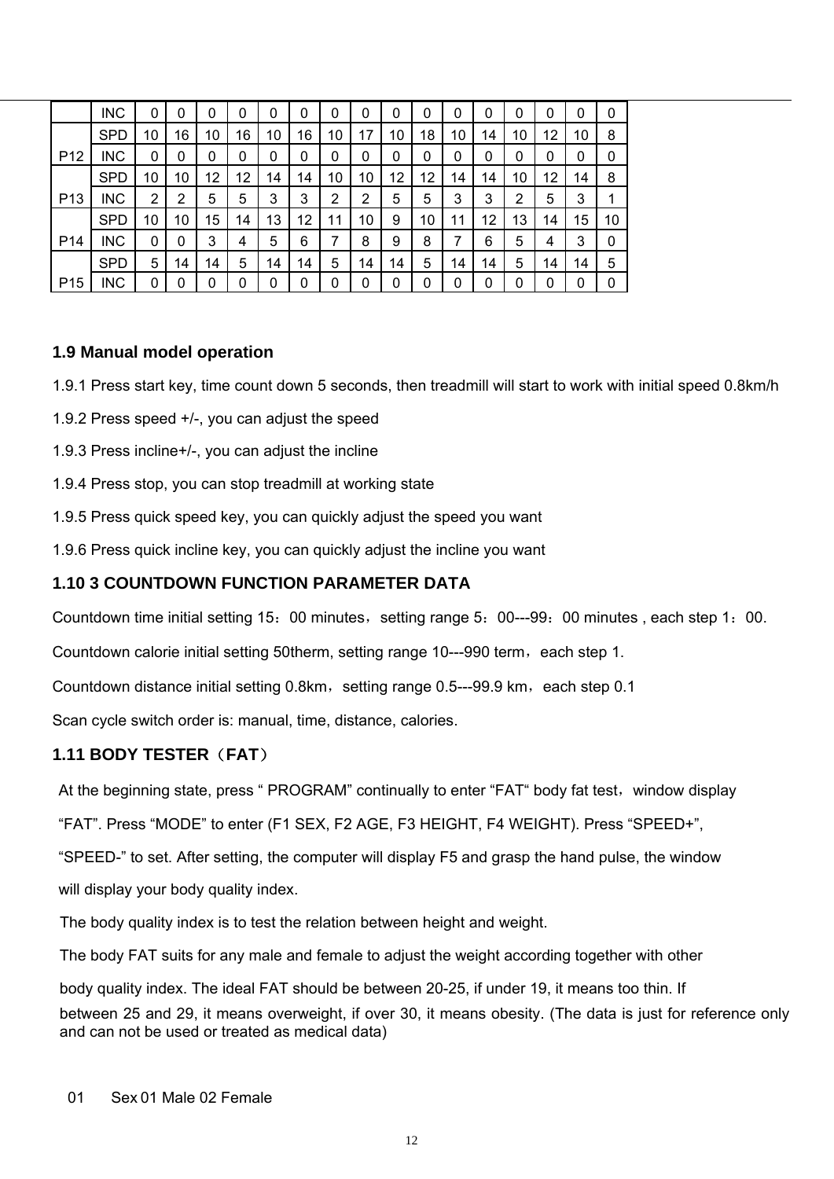| | | | | | | | | | | | | | | | | | |
|---|---|---|---|---|---|---|---|---|---|---|---|---|---|---|---|---|---|
| | INC | 0 | 0 | 0 | 0 | 0 | 0 | 0 | 0 | 0 | 0 | 0 | 0 | 0 | 0 | 0 | 0 |
| P12 | SPD | 10 | 16 | 10 | 16 | 10 | 16 | 10 | 17 | 10 | 18 | 10 | 14 | 10 | 12 | 10 | 8 |
| | INC | 0 | 0 | 0 | 0 | 0 | 0 | 0 | 0 | 0 | 0 | 0 | 0 | 0 | 0 | 0 | 0 |
| P13 | SPD | 10 | 10 | 12 | 12 | 14 | 14 | 10 | 10 | 12 | 12 | 14 | 14 | 10 | 12 | 14 | 8 |
| | INC | 2 | 2 | 5 | 5 | 3 | 3 | 2 | 2 | 5 | 5 | 3 | 3 | 2 | 5 | 3 | 1 |
| P14 | SPD | 10 | 10 | 15 | 14 | 13 | 12 | 11 | 10 | 9 | 10 | 11 | 12 | 13 | 14 | 15 | 10 |
| | INC | 0 | 0 | 3 | 4 | 5 | 6 | 7 | 8 | 9 | 8 | 7 | 6 | 5 | 4 | 3 | 0 |
| P15 | SPD | 5 | 14 | 14 | 5 | 14 | 14 | 5 | 14 | 14 | 5 | 14 | 14 | 5 | 14 | 14 | 5 |
| | INC | 0 | 0 | 0 | 0 | 0 | 0 | 0 | 0 | 0 | 0 | 0 | 0 | 0 | 0 | 0 | 0 |

### 1.9 Manual model operation

1.9.1 Press start key, time count down 5 seconds, then treadmill will start to work with initial speed 0.8km/h

1.9.2 Press speed +/-, you can adjust the speed

1.9.3 Press incline+/-, you can adjust the incline

1.9.4 Press stop, you can stop treadmill at working state

1.9.5 Press quick speed key, you can quickly adjust the speed you want

1.9.6 Press quick incline key, you can quickly adjust the incline you want

### 1.10 3 COUNTDOWN FUNCTION PARAMETER DATA

Countdown time initial setting 15：00 minutes，setting range 5：00---99：00 minutes , each step 1：00.

Countdown calorie initial setting 50therm, setting range 10---990 term，each step 1.

Countdown distance initial setting 0.8km，setting range 0.5---99.9 km，each step 0.1

Scan cycle switch order is: manual, time, distance, calories.

### 1.11 BODY TESTER（FAT）

At the beginning state, press “ PROGRAM” continually to enter “FAT“ body fat test，window display "FAT". Press "MODE" to enter (F1 SEX, F2 AGE, F3 HEIGHT, F4 WEIGHT). Press "SPEED+", "SPEED-" to set. After setting, the computer will display F5 and grasp the hand pulse, the window will display your body quality index.

The body quality index is to test the relation between height and weight.

The body FAT suits for any male and female to adjust the weight according together with other body quality index. The ideal FAT should be between 20-25, if under 19, it means too thin. If between 25 and 29, it means overweight, if over 30, it means obesity. (The data is just for reference only and can not be used or treated as medical data)

01 Sex 01 Male 02 Female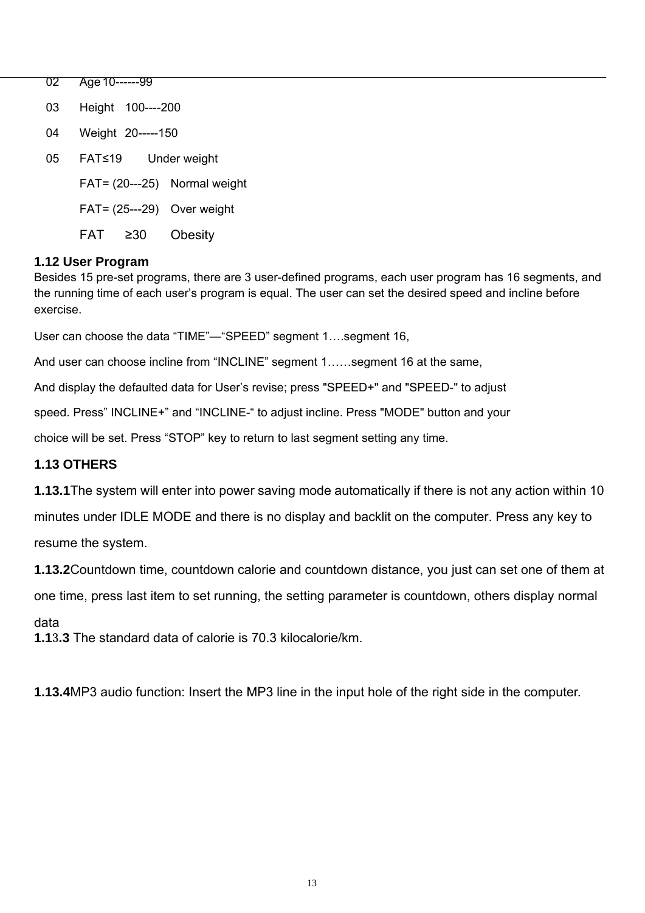02 Age 10------99

03 Height 100----200

04 Weight 20-----150

05 FAT≤19 Under weight

FAT= (20---25) Normal weight

FAT= (25---29) Over weight

FAT ≥30 Obesity

### 1.12 User Program

Besides 15 pre-set programs, there are 3 user-defined programs, each user program has 16 segments, and the running time of each user's program is equal. The user can set the desired speed and incline before exercise.

User can choose the data "TIME"—"SPEED" segment 1….segment 16,

And user can choose incline from "INCLINE" segment 1……segment 16 at the same,

And display the defaulted data for User's revise; press "SPEED+" and "SPEED-" to adjust speed. Press" INCLINE+" and "INCLINE-" to adjust incline. Press "MODE" button and your choice will be set. Press "STOP" key to return to last segment setting any time.

### 1.13 OTHERS

**1.13.1**The system will enter into power saving mode automatically if there is not any action within 10 minutes under IDLE MODE and there is no display and backlit on the computer. Press any key to resume the system.

**1.13.2**Countdown time, countdown calorie and countdown distance, you just can set one of them at one time, press last item to set running, the setting parameter is countdown, others display normal data

**1.13.3** The standard data of calorie is 70.3 kilocalorie/km.

**1.13.4**MP3 audio function: Insert the MP3 line in the input hole of the right side in the computer.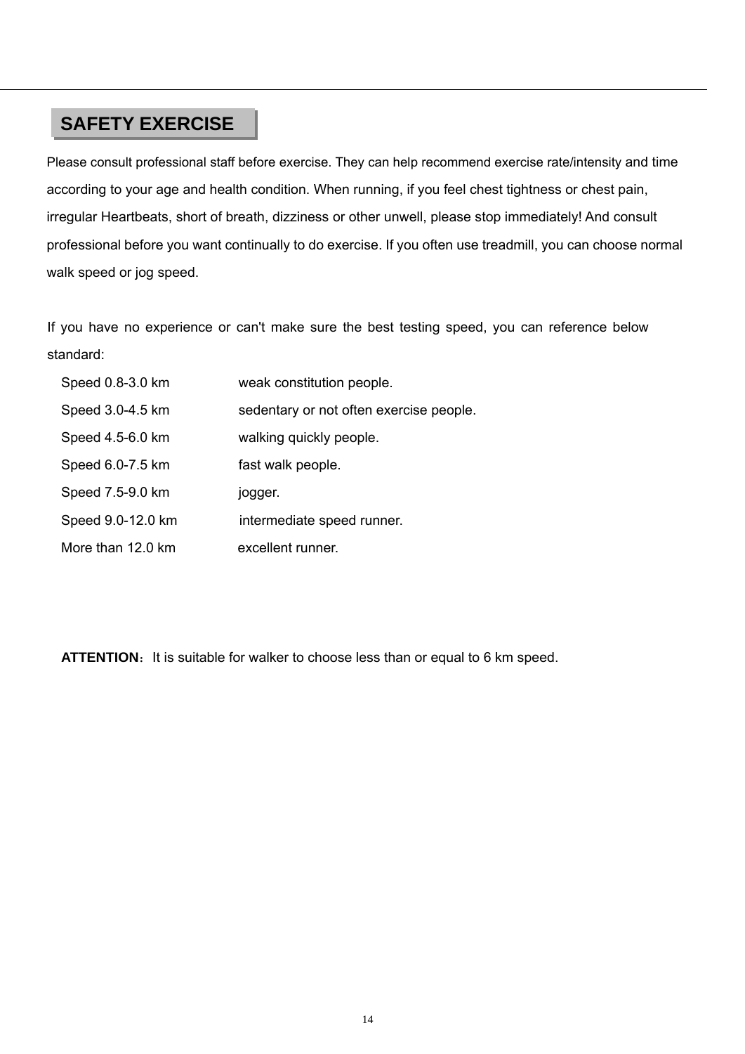## SAFETY EXERCISE

Please consult professional staff before exercise. They can help recommend exercise rate/intensity and time according to your age and health condition. When running, if you feel chest tightness or chest pain, irregular Heartbeats, short of breath, dizziness or other unwell, please stop immediately! And consult professional before you want continually to do exercise. If you often use treadmill, you can choose normal walk speed or jog speed.

If you have no experience or can't make sure the best testing speed, you can reference below standard:

| | |
|---|---|
| Speed 0.8-3.0 km | weak constitution people. |
| Speed 3.0-4.5 km | sedentary or not often exercise people. |
| Speed 4.5-6.0 km | walking quickly people. |
| Speed 6.0-7.5 km | fast walk people. |
| Speed 7.5-9.0 km | jogger. |
| Speed 9.0-12.0 km | intermediate speed runner. |
| More than 12.0 km | excellent runner. |

**ATTENTION**：It is suitable for walker to choose less than or equal to 6 km speed.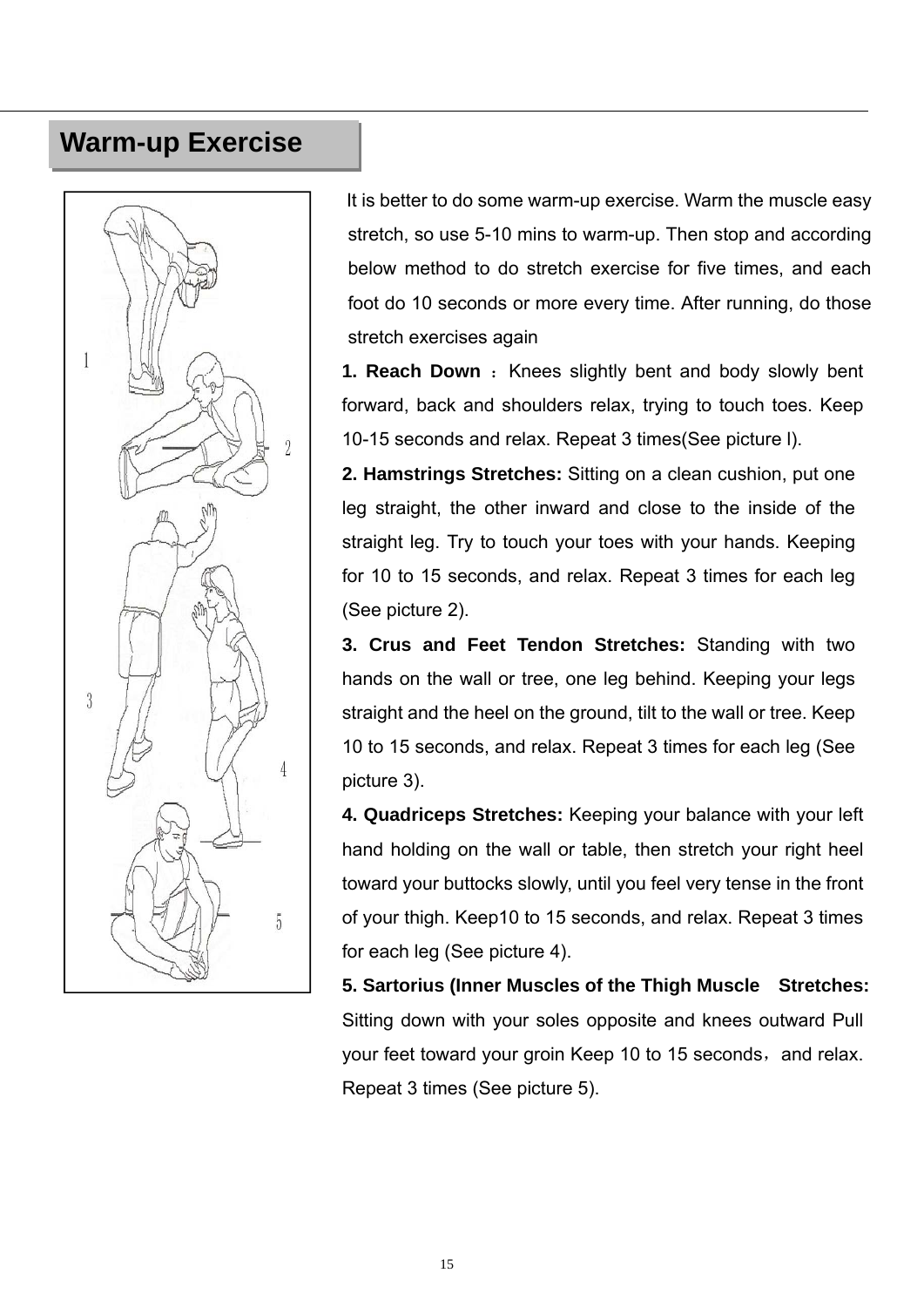## Warm-up Exercise

It is better to do some warm-up exercise. Warm the muscle easy stretch, so use 5-10 mins to warm-up. Then stop and according below method to do stretch exercise for five times, and each foot do 10 seconds or more every time. After running, do those stretch exercises again

**1. Reach Down** ：Knees slightly bent and body slowly bent forward, back and shoulders relax, trying to touch toes. Keep 10-15 seconds and relax. Repeat 3 times(See picture l).

**2. Hamstrings Stretches:** Sitting on a clean cushion, put one leg straight, the other inward and close to the inside of the straight leg. Try to touch your toes with your hands. Keeping for 10 to 15 seconds, and relax. Repeat 3 times for each leg (See picture 2).

**3. Crus and Feet Tendon Stretches:** Standing with two hands on the wall or tree, one leg behind. Keeping your legs straight and the heel on the ground, tilt to the wall or tree. Keep 10 to 15 seconds, and relax. Repeat 3 times for each leg (See picture 3).

**4. Quadriceps Stretches:** Keeping your balance with your left hand holding on the wall or table, then stretch your right heel toward your buttocks slowly, until you feel very tense in the front of your thigh. Keep10 to 15 seconds, and relax. Repeat 3 times for each leg (See picture 4).

**5. Sartorius (Inner Muscles of the Thigh Muscle Stretches:** Sitting down with your soles opposite and knees outward Pull your feet toward your groin Keep 10 to 15 seconds，and relax. Repeat 3 times (See picture 5).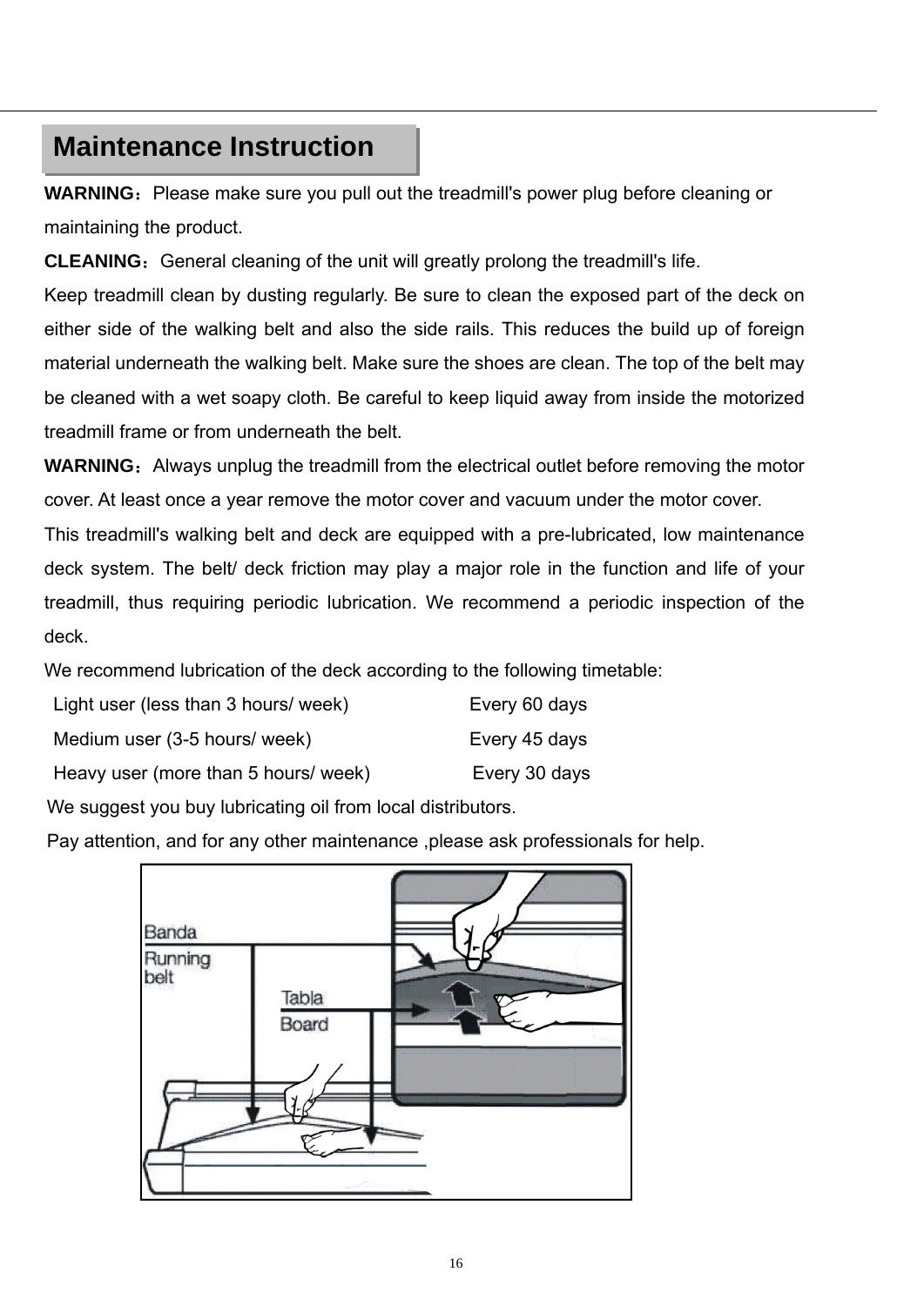## Maintenance Instruction

**WARNING：**Please make sure you pull out the treadmill's power plug before cleaning or maintaining the product.

**CLEANING：**General cleaning of the unit will greatly prolong the treadmill's life.

Keep treadmill clean by dusting regularly. Be sure to clean the exposed part of the deck on either side of the walking belt and also the side rails. This reduces the build up of foreign material underneath the walking belt. Make sure the shoes are clean. The top of the belt may be cleaned with a wet soapy cloth. Be careful to keep liquid away from inside the motorized treadmill frame or from underneath the belt.

**WARNING：**Always unplug the treadmill from the electrical outlet before removing the motor cover. At least once a year remove the motor cover and vacuum under the motor cover.

This treadmill's walking belt and deck are equipped with a pre-lubricated, low maintenance deck system. The belt/ deck friction may play a major role in the function and life of your treadmill, thus requiring periodic lubrication. We recommend a periodic inspection of the deck.

We recommend lubrication of the deck according to the following timetable:

| | |
|---|---|
| Light user (less than 3 hours/ week) | Every 60 days |
| Medium user (3-5 hours/ week) | Every 45 days |
| Heavy user (more than 5 hours/ week) | Every 30 days |

We suggest you buy lubricating oil from local distributors.

Pay attention, and for any other maintenance ,please ask professionals for help.

Banda
Running belt

Tabla
Board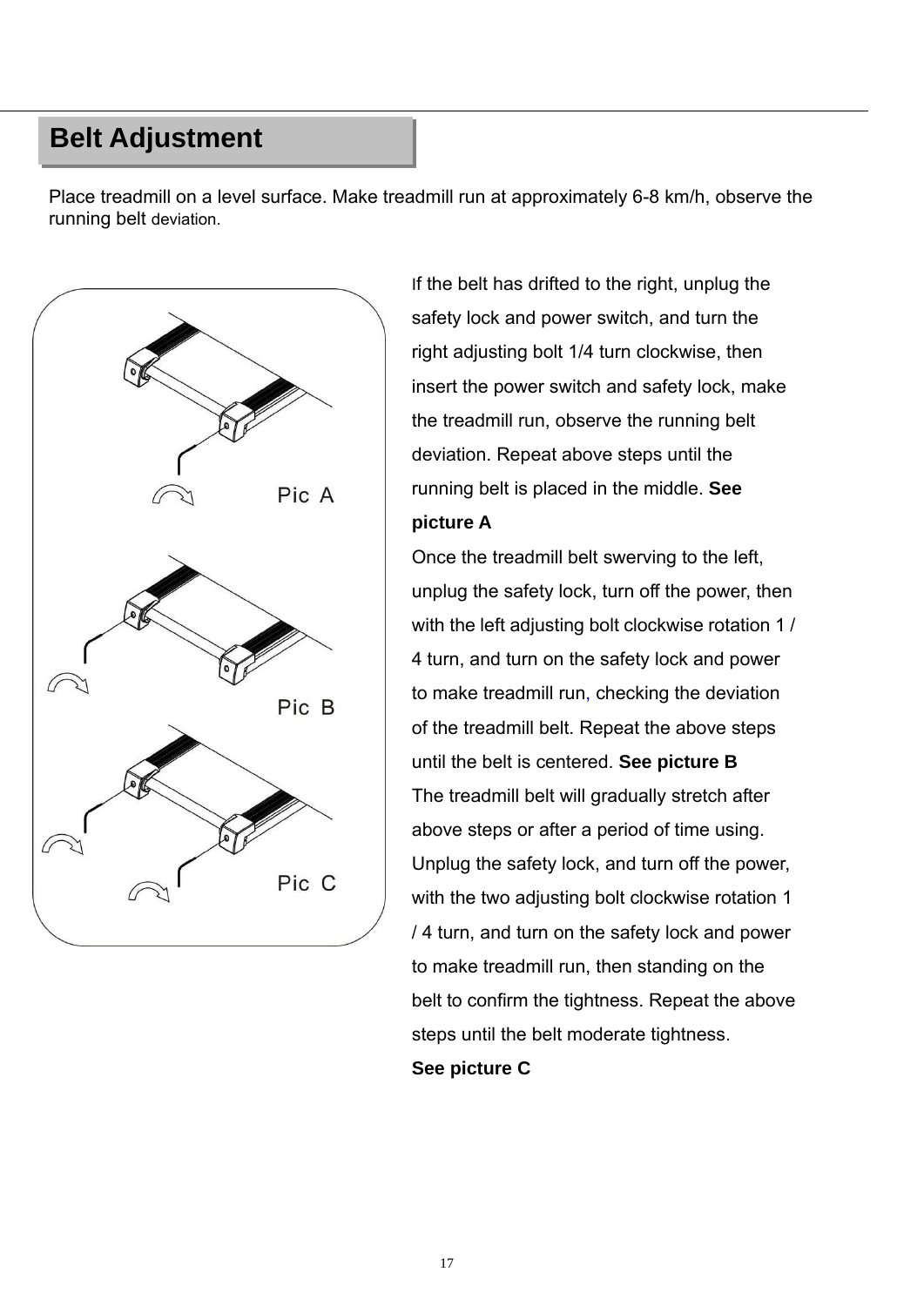## Belt Adjustment

Place treadmill on a level surface. Make treadmill run at approximately 6-8 km/h, observe the running belt deviation.

Pic A

Pic B

Pic C

If the belt has drifted to the right, unplug the safety lock and power switch, and turn the right adjusting bolt 1/4 turn clockwise, then insert the power switch and safety lock, make the treadmill run, observe the running belt deviation. Repeat above steps until the running belt is placed in the middle. **See picture A**

Once the treadmill belt swerving to the left, unplug the safety lock, turn off the power, then with the left adjusting bolt clockwise rotation 1 / 4 turn, and turn on the safety lock and power to make treadmill run, checking the deviation of the treadmill belt. Repeat the above steps until the belt is centered. **See picture B**

The treadmill belt will gradually stretch after above steps or after a period of time using. Unplug the safety lock, and turn off the power, with the two adjusting bolt clockwise rotation 1 / 4 turn, and turn on the safety lock and power to make treadmill run, then standing on the belt to confirm the tightness. Repeat the above steps until the belt moderate tightness.

**See picture C**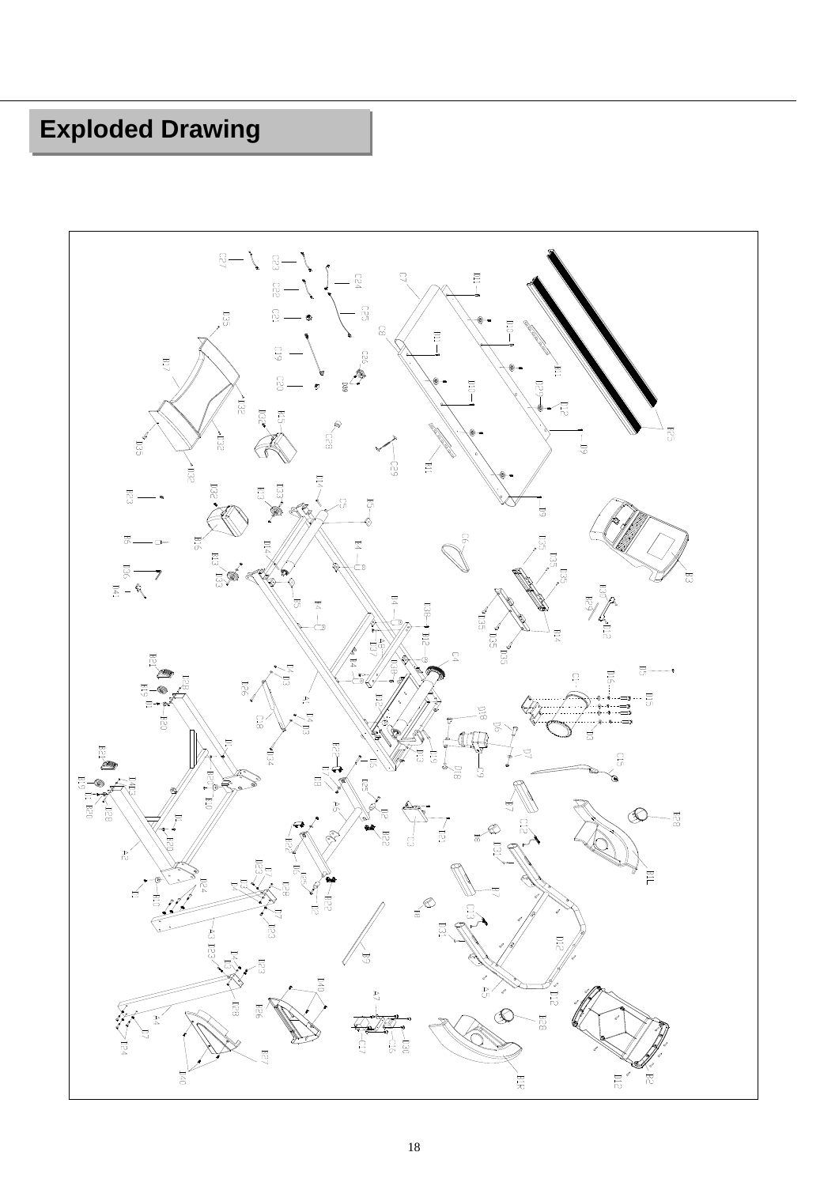# Exploded Drawing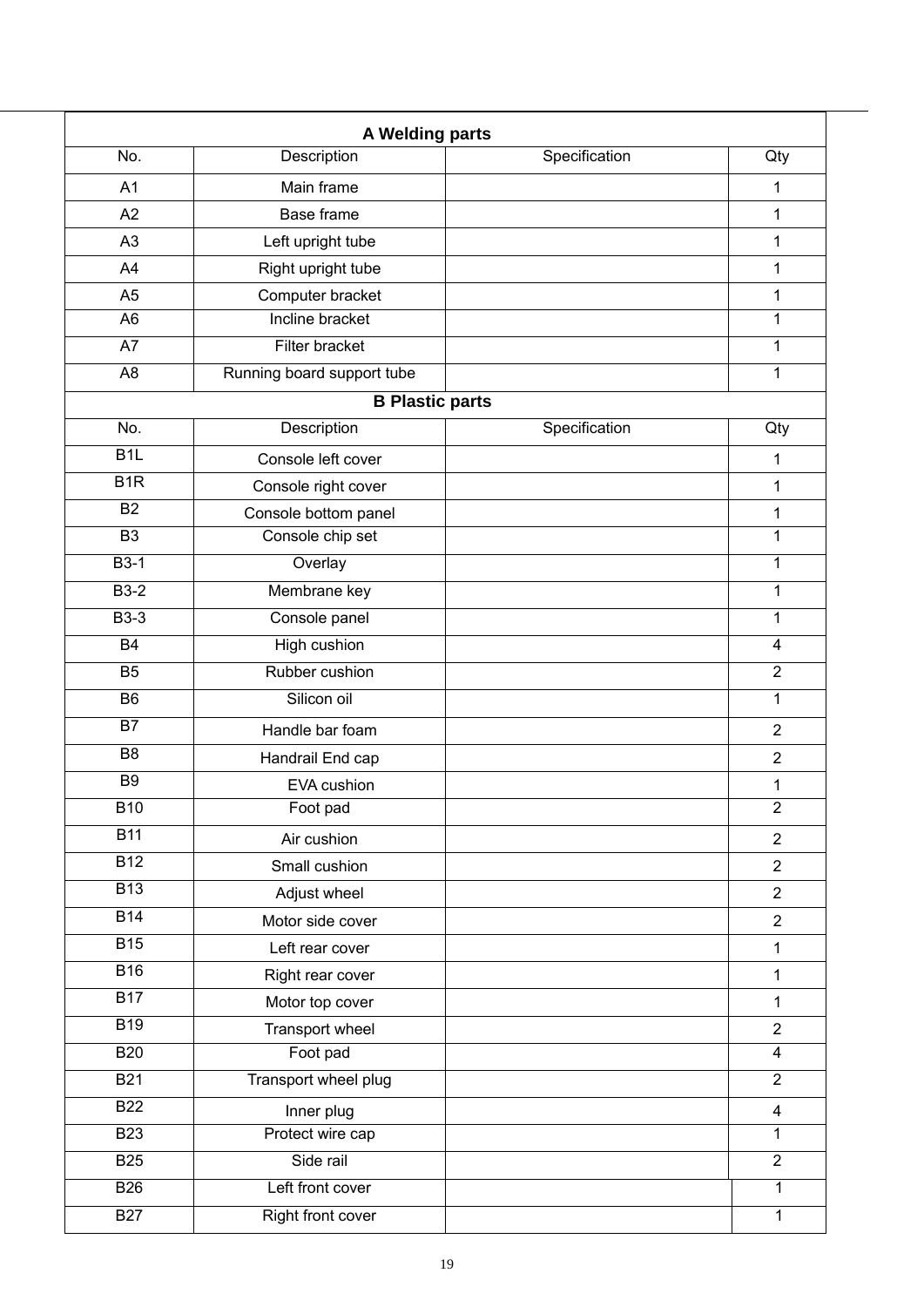| A Welding parts | | | |
|---|---|---|---|
| No. | Description | Specification | Qty |
| A1 | Main frame | | 1 |
| A2 | Base frame | | 1 |
| A3 | Left upright tube | | 1 |
| A4 | Right upright tube | | 1 |
| A5 | Computer bracket | | 1 |
| A6 | Incline bracket | | 1 |
| A7 | Filter bracket | | 1 |
| A8 | Running board support tube | | 1 |
| **B Plastic parts** | | | |
| No. | Description | Specification | Qty |
| B1L | Console left cover | | 1 |
| B1R | Console right cover | | 1 |
| B2 | Console bottom panel | | 1 |
| B3 | Console chip set | | 1 |
| B3-1 | Overlay | | 1 |
| B3-2 | Membrane key | | 1 |
| B3-3 | Console panel | | 1 |
| B4 | High cushion | | 4 |
| B5 | Rubber cushion | | 2 |
| B6 | Silicon oil | | 1 |
| B7 | Handle bar foam | | 2 |
| B8 | Handrail End cap | | 2 |
| B9 | EVA cushion | | 1 |
| B10 | Foot pad | | 2 |
| B11 | Air cushion | | 2 |
| B12 | Small cushion | | 2 |
| B13 | Adjust wheel | | 2 |
| B14 | Motor side cover | | 2 |
| B15 | Left rear cover | | 1 |
| B16 | Right rear cover | | 1 |
| B17 | Motor top cover | | 1 |
| B19 | Transport wheel | | 2 |
| B20 | Foot pad | | 4 |
| B21 | Transport wheel plug | | 2 |
| B22 | Inner plug | | 4 |
| B23 | Protect wire cap | | 1 |
| B25 | Side rail | | 2 |
| B26 | Left front cover | | 1 |
| B27 | Right front cover | | 1 |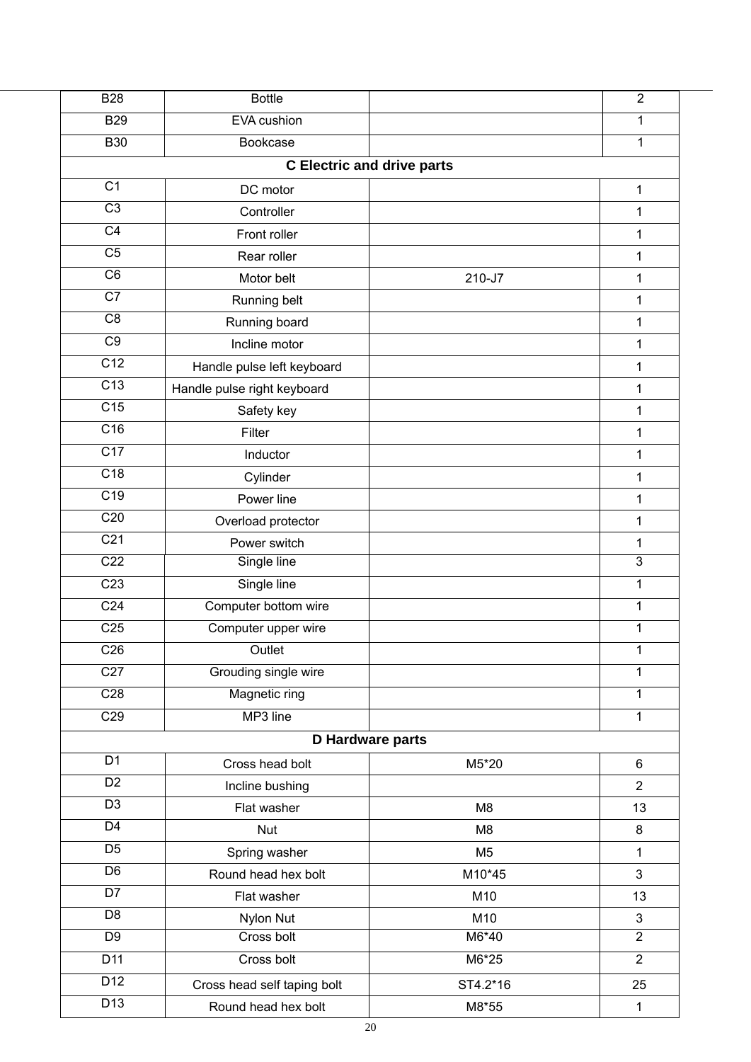| B28 | Bottle | | 2 |
|---|---|---|---|
| B29 | EVA cushion | | 1 |
| B30 | Bookcase | | 1 |
| **C Electric and drive parts** | | | |
| C1 | DC motor | | 1 |
| C3 | Controller | | 1 |
| C4 | Front roller | | 1 |
| C5 | Rear roller | | 1 |
| C6 | Motor belt | 210-J7 | 1 |
| C7 | Running belt | | 1 |
| C8 | Running board | | 1 |
| C9 | Incline motor | | 1 |
| C12 | Handle pulse left keyboard | | 1 |
| C13 | Handle pulse right keyboard | | 1 |
| C15 | Safety key | | 1 |
| C16 | Filter | | 1 |
| C17 | Inductor | | 1 |
| C18 | Cylinder | | 1 |
| C19 | Power line | | 1 |
| C20 | Overload protector | | 1 |
| C21 | Power switch | | 1 |
| C22 | Single line | | 3 |
| C23 | Single line | | 1 |
| C24 | Computer bottom wire | | 1 |
| C25 | Computer upper wire | | 1 |
| C26 | Outlet | | 1 |
| C27 | Grouding single wire | | 1 |
| C28 | Magnetic ring | | 1 |
| C29 | MP3 line | | 1 |
| **D Hardware parts** | | | |
| D1 | Cross head bolt | M5*20 | 6 |
| D2 | Incline bushing | | 2 |
| D3 | Flat washer | M8 | 13 |
| D4 | Nut | M8 | 8 |
| D5 | Spring washer | M5 | 1 |
| D6 | Round head hex bolt | M10*45 | 3 |
| D7 | Flat washer | M10 | 13 |
| D8 | Nylon Nut | M10 | 3 |
| D9 | Cross bolt | M6*40 | 2 |
| D11 | Cross bolt | M6*25 | 2 |
| D12 | Cross head self taping bolt | ST4.2*16 | 25 |
| D13 | Round head hex bolt | M8*55 | 1 |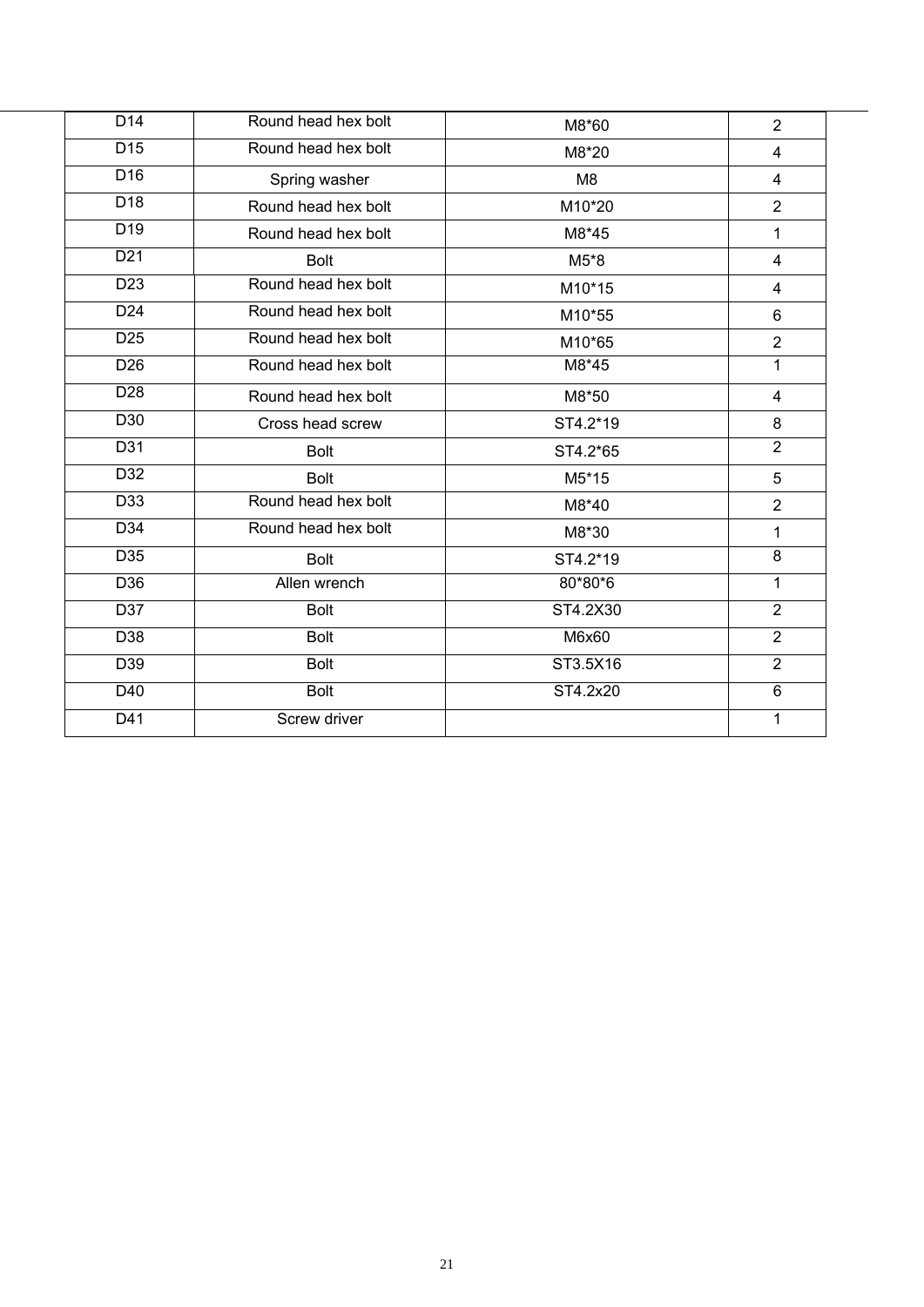| D14 | Round head hex bolt | M8*60 | 2 |
|---|---|---|---|
| D15 | Round head hex bolt | M8*20 | 4 |
| D16 | Spring washer | M8 | 4 |
| D18 | Round head hex bolt | M10*20 | 2 |
| D19 | Round head hex bolt | M8*45 | 1 |
| D21 | Bolt | M5*8 | 4 |
| D23 | Round head hex bolt | M10*15 | 4 |
| D24 | Round head hex bolt | M10*55 | 6 |
| D25 | Round head hex bolt | M10*65 | 2 |
| D26 | Round head hex bolt | M8*45 | 1 |
| D28 | Round head hex bolt | M8*50 | 4 |
| D30 | Cross head screw | ST4.2*19 | 8 |
| D31 | Bolt | ST4.2*65 | 2 |
| D32 | Bolt | M5*15 | 5 |
| D33 | Round head hex bolt | M8*40 | 2 |
| D34 | Round head hex bolt | M8*30 | 1 |
| D35 | Bolt | ST4.2*19 | 8 |
| D36 | Allen wrench | 80*80*6 | 1 |
| D37 | Bolt | ST4.2X30 | 2 |
| D38 | Bolt | M6x60 | 2 |
| D39 | Bolt | ST3.5X16 | 2 |
| D40 | Bolt | ST4.2x20 | 6 |
| D41 | Screw driver | | 1 |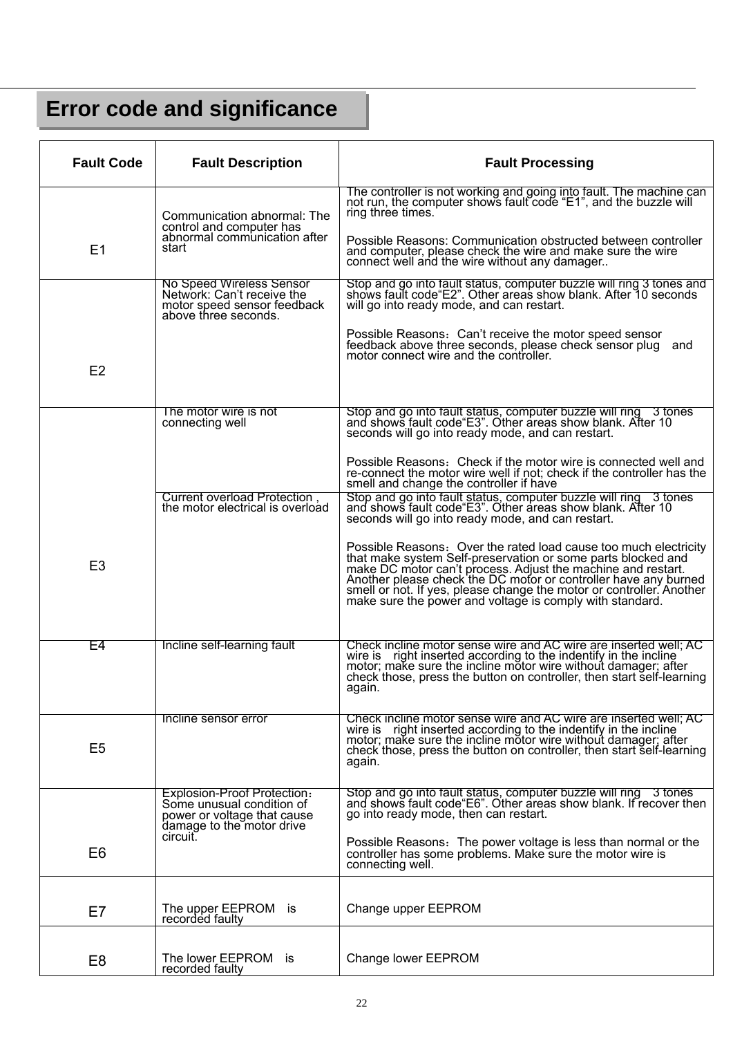## Error code and significance

| Fault Code | Fault Description | Fault Processing |
|---|---|---|
| E1 | Communication abnormal: The control and computer has abnormal communication after start | The controller is not working and going into fault. The machine can not run, the computer shows fault code "E1", and the buzzle will ring three times.<br><br>Possible Reasons: Communication obstructed between controller and computer, please check the wire and make sure the wire connect well and the wire without any damager.. |
| E2 | No Speed Wireless Sensor Network: Can't receive the motor speed sensor feedback above three seconds. | Stop and go into fault status, computer buzzle will ring 3 tones and shows fault code"E2". Other areas show blank. After 10 seconds will go into ready mode, and can restart.<br><br>Possible Reasons：Can't receive the motor speed sensor feedback above three seconds, please check sensor plug and motor connect wire and the controller. |
| E3 | The motor wire is not connecting well | Stop and go into fault status, computer buzzle will ring 3 tones and shows fault code"E3". Other areas show blank. After 10 seconds will go into ready mode, and can restart.<br><br>Possible Reasons：Check if the motor wire is connected well and re-connect the motor wire well if not; check if the controller has the smell and change the controller if have |
| | Current overload Protection , the motor electrical is overload | Stop and go into fault status, computer buzzle will ring 3 tones and shows fault code"E3". Other areas show blank. After 10 seconds will go into ready mode, and can restart.<br><br>Possible Reasons：Over the rated load cause too much electricity that make system Self-preservation or some parts blocked and make DC motor can't process. Adjust the machine and restart. Another please check the DC motor or controller have any burned smell or not. If yes, please change the motor or controller. Another make sure the power and voltage is comply with standard. |
| E4 | Incline self-learning fault | Check incline motor sense wire and AC wire are inserted well; AC wire is right inserted according to the indentify in the incline motor; make sure the incline motor wire without damager; after check those, press the button on controller, then start self-learning again. |
| E5 | Incline sensor error | Check incline motor sense wire and AC wire are inserted well; AC wire is right inserted according to the indentify in the incline motor; make sure the incline motor wire without damager; after check those, press the button on controller, then start self-learning again. |
| E6 | Explosion-Proof Protection：Some unusual condition of power or voltage that cause damage to the motor drive circuit. | Stop and go into fault status, computer buzzle will ring 3 tones and shows fault code"E6". Other areas show blank. If recover then go into ready mode, then can restart.<br><br>Possible Reasons：The power voltage is less than normal or the controller has some problems. Make sure the motor wire is connecting well. |
| E7 | The upper EEPROM is recorded faulty | Change upper EEPROM |
| E8 | The lower EEPROM is recorded faulty | Change lower EEPROM |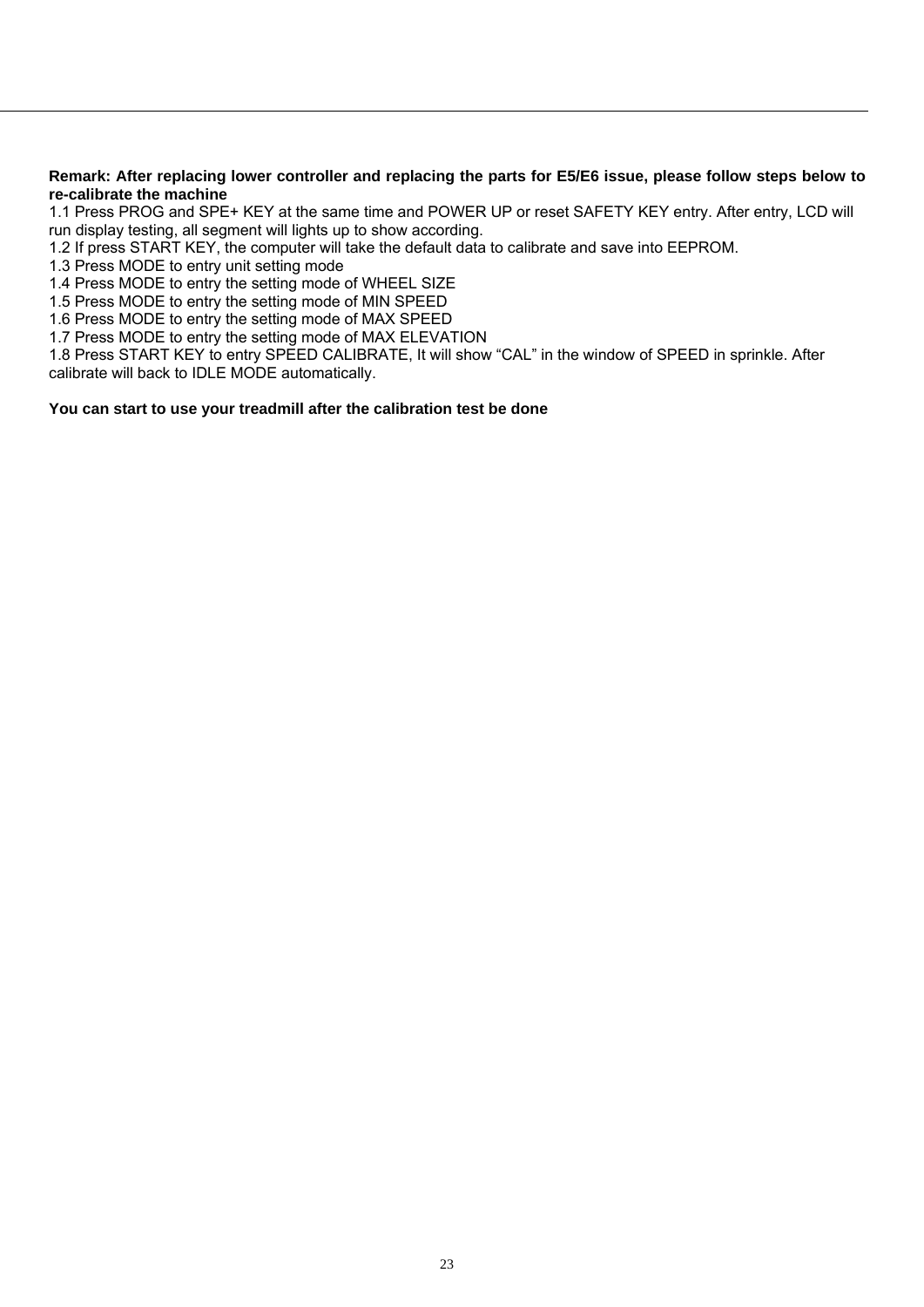**Remark: After replacing lower controller and replacing the parts for E5/E6 issue, please follow steps below to re-calibrate the machine**

1.1 Press PROG and SPE+ KEY at the same time and POWER UP or reset SAFETY KEY entry. After entry, LCD will run display testing, all segment will lights up to show according.
1.2 If press START KEY, the computer will take the default data to calibrate and save into EEPROM.
1.3 Press MODE to entry unit setting mode
1.4 Press MODE to entry the setting mode of WHEEL SIZE
1.5 Press MODE to entry the setting mode of MIN SPEED
1.6 Press MODE to entry the setting mode of MAX SPEED
1.7 Press MODE to entry the setting mode of MAX ELEVATION
1.8 Press START KEY to entry SPEED CALIBRATE, It will show “CAL” in the window of SPEED in sprinkle. After calibrate will back to IDLE MODE automatically.

**You can start to use your treadmill after the calibration test be done**